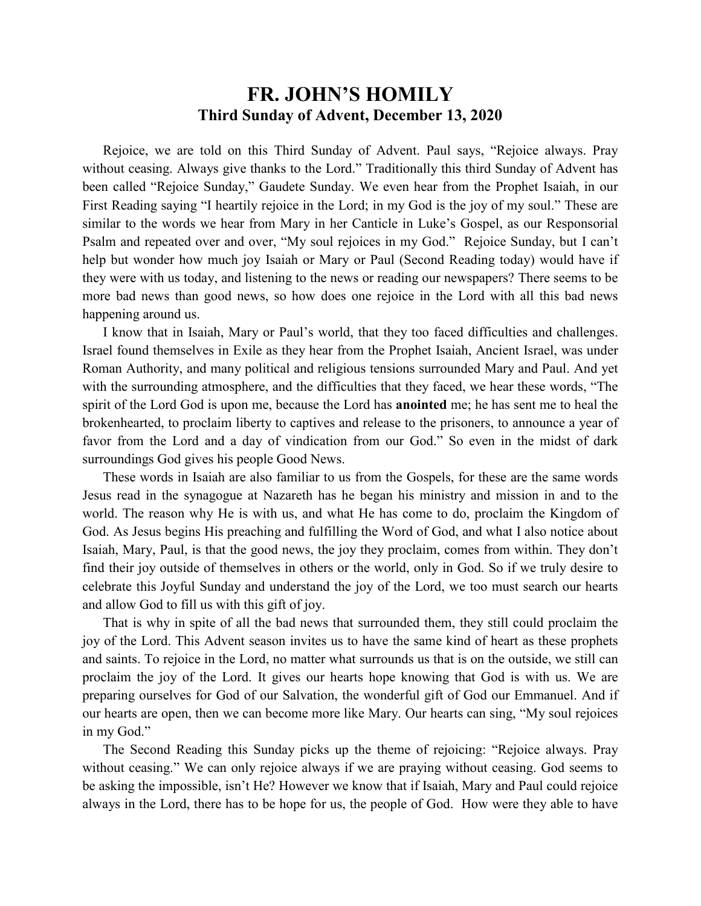# FR. JOHN'S HOMILY
## Third Sunday of Advent, December 13, 2020

Rejoice, we are told on this Third Sunday of Advent. Paul says, "Rejoice always. Pray without ceasing. Always give thanks to the Lord." Traditionally this third Sunday of Advent has been called "Rejoice Sunday," Gaudete Sunday. We even hear from the Prophet Isaiah, in our First Reading saying "I heartily rejoice in the Lord; in my God is the joy of my soul." These are similar to the words we hear from Mary in her Canticle in Luke's Gospel, as our Responsorial Psalm and repeated over and over, "My soul rejoices in my God." Rejoice Sunday, but I can't help but wonder how much joy Isaiah or Mary or Paul (Second Reading today) would have if they were with us today, and listening to the news or reading our newspapers? There seems to be more bad news than good news, so how does one rejoice in the Lord with all this bad news happening around us.

I know that in Isaiah, Mary or Paul's world, that they too faced difficulties and challenges. Israel found themselves in Exile as they hear from the Prophet Isaiah, Ancient Israel, was under Roman Authority, and many political and religious tensions surrounded Mary and Paul. And yet with the surrounding atmosphere, and the difficulties that they faced, we hear these words, "The spirit of the Lord God is upon me, because the Lord has **anointed** me; he has sent me to heal the brokenhearted, to proclaim liberty to captives and release to the prisoners, to announce a year of favor from the Lord and a day of vindication from our God." So even in the midst of dark surroundings God gives his people Good News.

These words in Isaiah are also familiar to us from the Gospels, for these are the same words Jesus read in the synagogue at Nazareth has he began his ministry and mission in and to the world. The reason why He is with us, and what He has come to do, proclaim the Kingdom of God. As Jesus begins His preaching and fulfilling the Word of God, and what I also notice about Isaiah, Mary, Paul, is that the good news, the joy they proclaim, comes from within. They don't find their joy outside of themselves in others or the world, only in God. So if we truly desire to celebrate this Joyful Sunday and understand the joy of the Lord, we too must search our hearts and allow God to fill us with this gift of joy.

That is why in spite of all the bad news that surrounded them, they still could proclaim the joy of the Lord. This Advent season invites us to have the same kind of heart as these prophets and saints. To rejoice in the Lord, no matter what surrounds us that is on the outside, we still can proclaim the joy of the Lord. It gives our hearts hope knowing that God is with us. We are preparing ourselves for God of our Salvation, the wonderful gift of God our Emmanuel. And if our hearts are open, then we can become more like Mary. Our hearts can sing, "My soul rejoices in my God."

The Second Reading this Sunday picks up the theme of rejoicing: "Rejoice always. Pray without ceasing." We can only rejoice always if we are praying without ceasing. God seems to be asking the impossible, isn't He? However we know that if Isaiah, Mary and Paul could rejoice always in the Lord, there has to be hope for us, the people of God. How were they able to have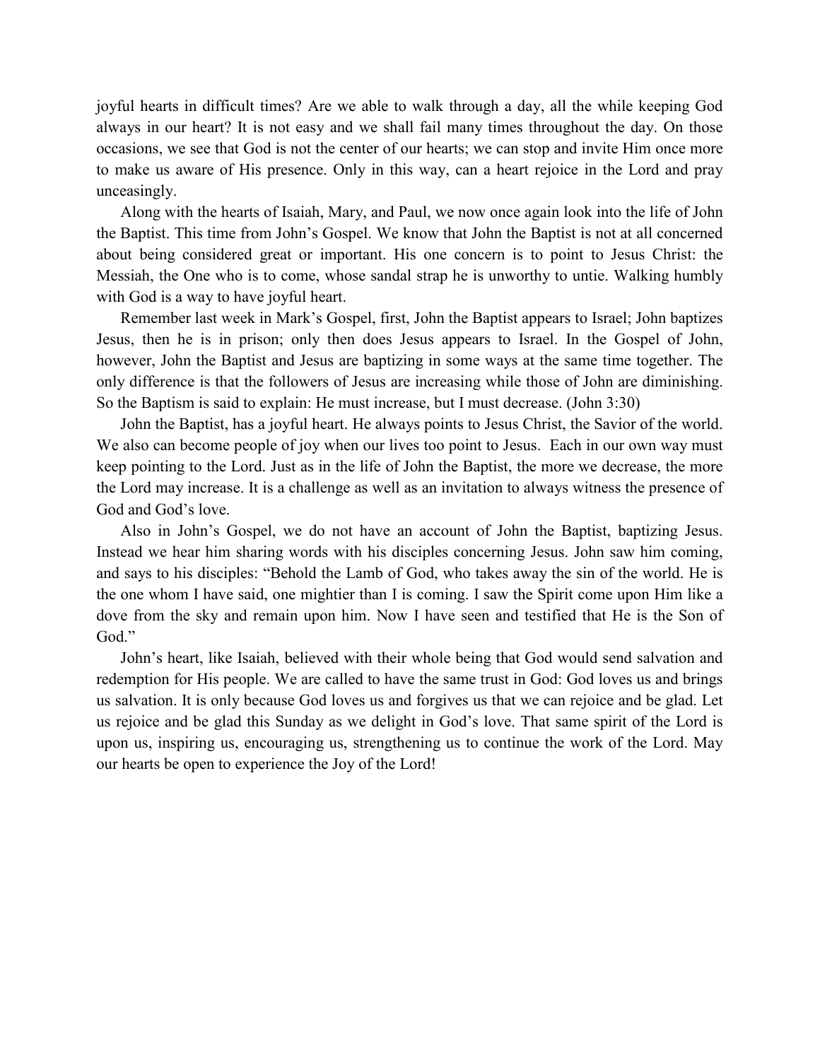joyful hearts in difficult times? Are we able to walk through a day, all the while keeping God always in our heart? It is not easy and we shall fail many times throughout the day. On those occasions, we see that God is not the center of our hearts; we can stop and invite Him once more to make us aware of His presence. Only in this way, can a heart rejoice in the Lord and pray unceasingly.

Along with the hearts of Isaiah, Mary, and Paul, we now once again look into the life of John the Baptist. This time from John's Gospel. We know that John the Baptist is not at all concerned about being considered great or important. His one concern is to point to Jesus Christ: the Messiah, the One who is to come, whose sandal strap he is unworthy to untie. Walking humbly with God is a way to have joyful heart.

Remember last week in Mark's Gospel, first, John the Baptist appears to Israel; John baptizes Jesus, then he is in prison; only then does Jesus appears to Israel. In the Gospel of John, however, John the Baptist and Jesus are baptizing in some ways at the same time together. The only difference is that the followers of Jesus are increasing while those of John are diminishing. So the Baptism is said to explain: He must increase, but I must decrease. (John 3:30)

John the Baptist, has a joyful heart. He always points to Jesus Christ, the Savior of the world. We also can become people of joy when our lives too point to Jesus. Each in our own way must keep pointing to the Lord. Just as in the life of John the Baptist, the more we decrease, the more the Lord may increase. It is a challenge as well as an invitation to always witness the presence of God and God's love.

Also in John's Gospel, we do not have an account of John the Baptist, baptizing Jesus. Instead we hear him sharing words with his disciples concerning Jesus. John saw him coming, and says to his disciples: "Behold the Lamb of God, who takes away the sin of the world. He is the one whom I have said, one mightier than I is coming. I saw the Spirit come upon Him like a dove from the sky and remain upon him. Now I have seen and testified that He is the Son of God."

John's heart, like Isaiah, believed with their whole being that God would send salvation and redemption for His people. We are called to have the same trust in God: God loves us and brings us salvation. It is only because God loves us and forgives us that we can rejoice and be glad. Let us rejoice and be glad this Sunday as we delight in God's love. That same spirit of the Lord is upon us, inspiring us, encouraging us, strengthening us to continue the work of the Lord. May our hearts be open to experience the Joy of the Lord!